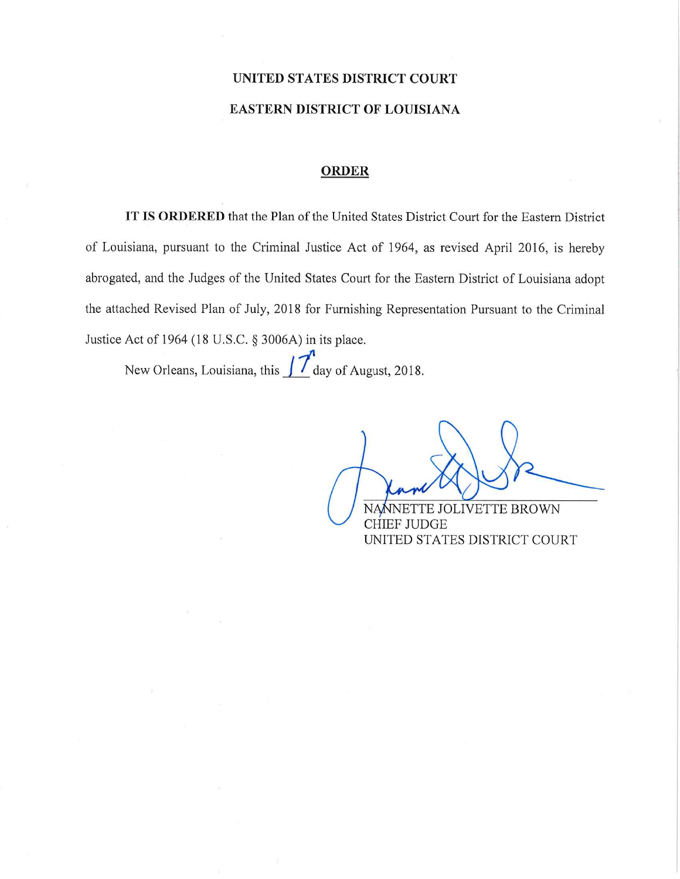**UNITED STATES DISTRICT COURT**

**EASTERN DISTRICT OF LOUISIANA**

**ORDER**

**IT IS ORDERED** that the Plan of the United States District Court for the Eastern District of Louisiana, pursuant to the Criminal Justice Act of 1964, as revised April 2016, is hereby abrogated, and the Judges of the United States Court for the Eastern District of Louisiana adopt the attached Revised Plan of July, 2018 for Furnishing Representation Pursuant to the Criminal Justice Act of 1964 (18 U.S.C. § 3006A) in its place.

New Orleans, Louisiana, this 17th day of August, 2018.

NANNETTE JOLIVETTE BROWN
CHIEF JUDGE
UNITED STATES DISTRICT COURT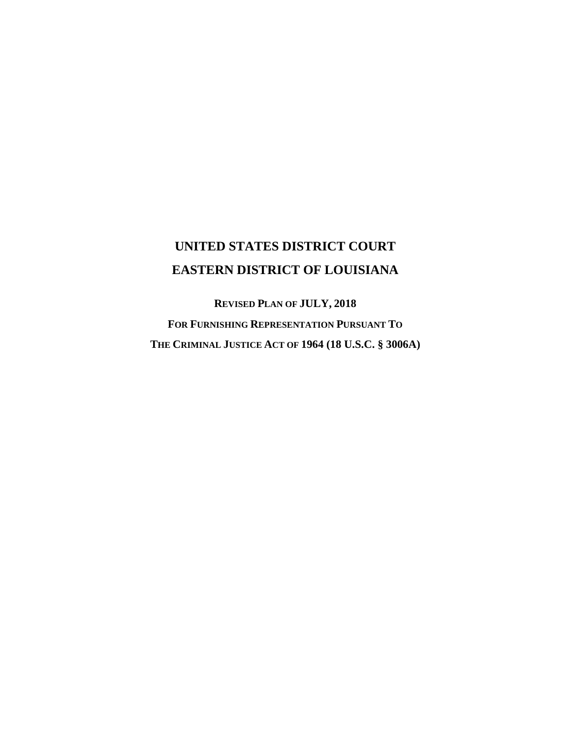# UNITED STATES DISTRICT COURT
# EASTERN DISTRICT OF LOUISIANA

**REVISED PLAN OF JULY, 2018**

**FOR FURNISHING REPRESENTATION PURSUANT TO**

**THE CRIMINAL JUSTICE ACT OF 1964 (18 U.S.C. § 3006A)**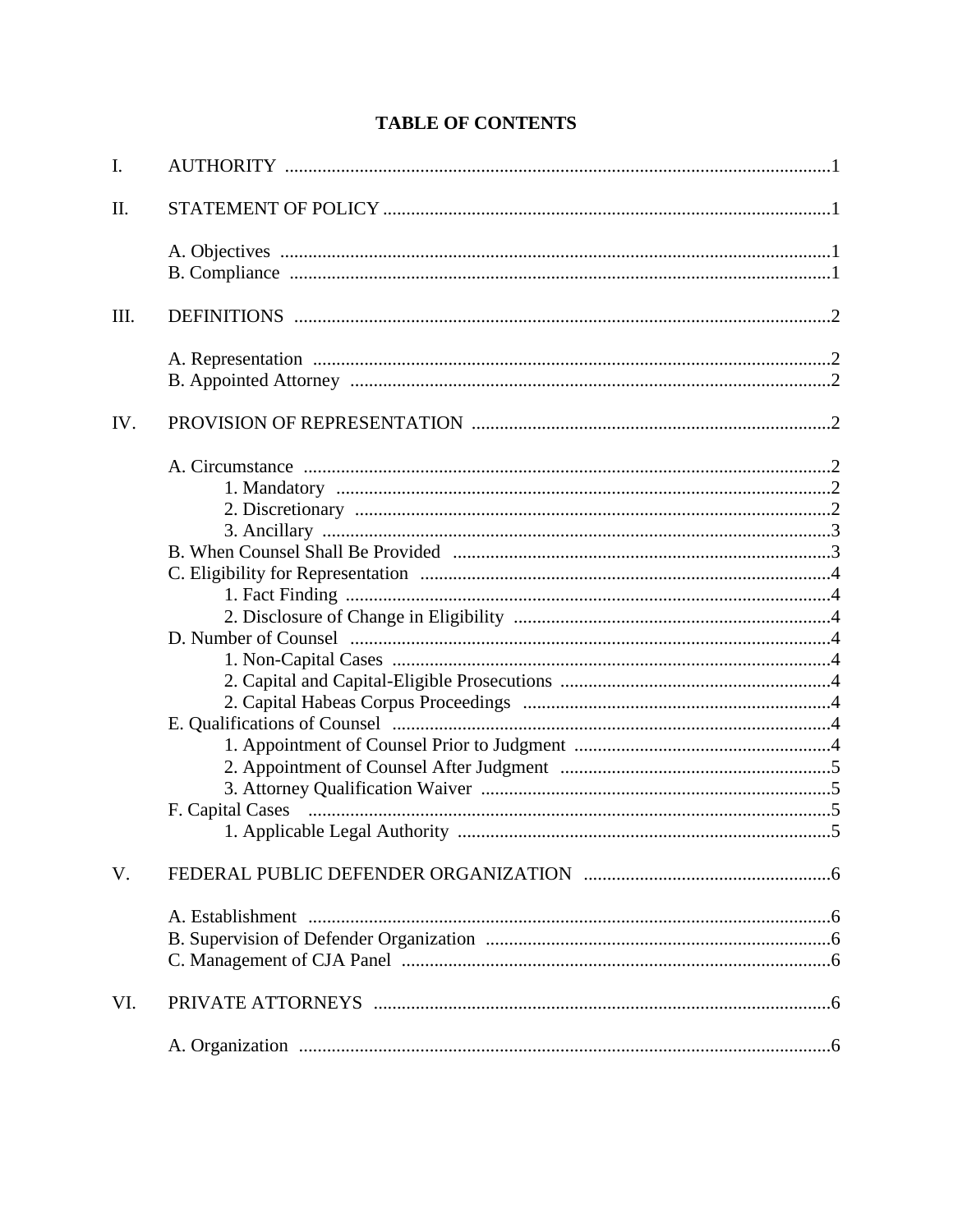# TABLE OF CONTENTS

I. AUTHORITY .....1

II. STATEMENT OF POLICY .....1

- A. Objectives .....1
- B. Compliance .....1

III. DEFINITIONS .....2

- A. Representation .....2
- B. Appointed Attorney .....2

IV. PROVISION OF REPRESENTATION .....2

- A. Circumstance .....2
  - 1. Mandatory .....2
  - 2. Discretionary .....2
  - 3. Ancillary .....3
- B. When Counsel Shall Be Provided .....3
- C. Eligibility for Representation .....4
  - 1. Fact Finding .....4
  - 2. Disclosure of Change in Eligibility .....4
- D. Number of Counsel .....4
  - 1. Non-Capital Cases .....4
  - 2. Capital and Capital-Eligible Prosecutions .....4
  - 2. Capital Habeas Corpus Proceedings .....4
- E. Qualifications of Counsel .....4
  - 1. Appointment of Counsel Prior to Judgment .....4
  - 2. Appointment of Counsel After Judgment .....5
  - 3. Attorney Qualification Waiver .....5
- F. Capital Cases .....5
  - 1. Applicable Legal Authority .....5

V. FEDERAL PUBLIC DEFENDER ORGANIZATION .....6

- A. Establishment .....6
- B. Supervision of Defender Organization .....6
- C. Management of CJA Panel .....6

VI. PRIVATE ATTORNEYS .....6

- A. Organization .....6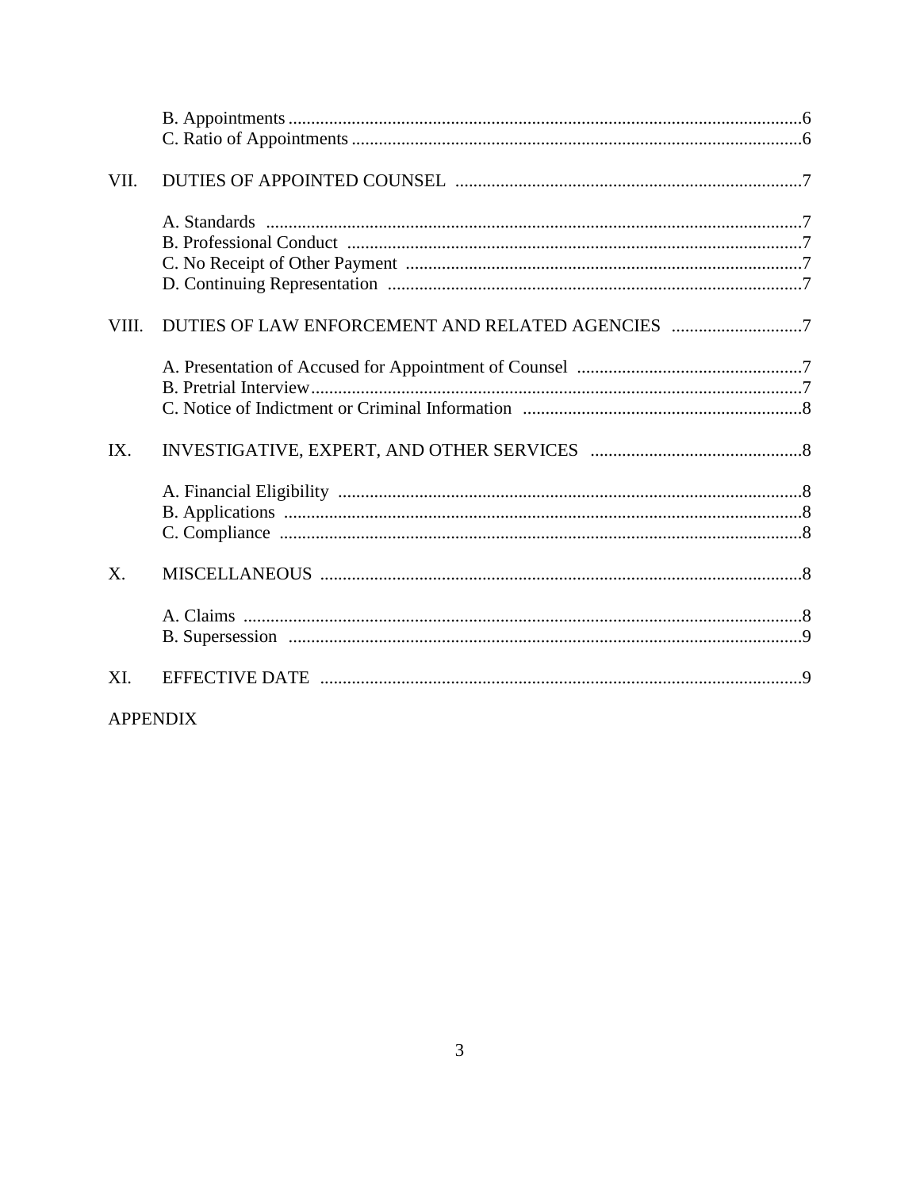B. Appointments ....... 6
C. Ratio of Appointments ....... 6

VII. DUTIES OF APPOINTED COUNSEL ....... 7

A. Standards ....... 7
B. Professional Conduct ....... 7
C. No Receipt of Other Payment ....... 7
D. Continuing Representation ....... 7

VIII. DUTIES OF LAW ENFORCEMENT AND RELATED AGENCIES ....... 7

A. Presentation of Accused for Appointment of Counsel ....... 7
B. Pretrial Interview ....... 7
C. Notice of Indictment or Criminal Information ....... 8

IX. INVESTIGATIVE, EXPERT, AND OTHER SERVICES ....... 8

A. Financial Eligibility ....... 8
B. Applications ....... 8
C. Compliance ....... 8

X. MISCELLANEOUS ....... 8

A. Claims ....... 8
B. Supersession ....... 9

XI. EFFECTIVE DATE ....... 9

APPENDIX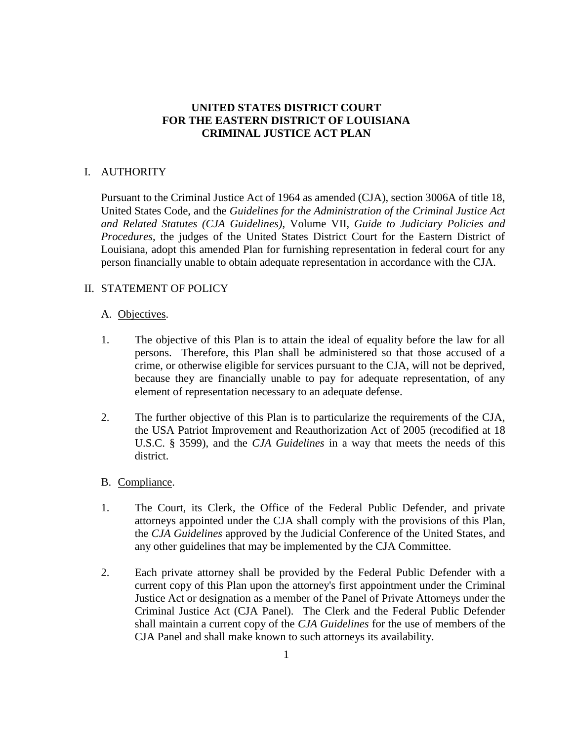**UNITED STATES DISTRICT COURT**
**FOR THE EASTERN DISTRICT OF LOUISIANA**
**CRIMINAL JUSTICE ACT PLAN**

## I. AUTHORITY

Pursuant to the Criminal Justice Act of 1964 as amended (CJA), section 3006A of title 18, United States Code, and the *Guidelines for the Administration of the Criminal Justice Act and Related Statutes (CJA Guidelines)*, Volume VII, *Guide to Judiciary Policies and Procedures*, the judges of the United States District Court for the Eastern District of Louisiana, adopt this amended Plan for furnishing representation in federal court for any person financially unable to obtain adequate representation in accordance with the CJA.

## II. STATEMENT OF POLICY

### A. Objectives.

1. The objective of this Plan is to attain the ideal of equality before the law for all persons. Therefore, this Plan shall be administered so that those accused of a crime, or otherwise eligible for services pursuant to the CJA, will not be deprived, because they are financially unable to pay for adequate representation, of any element of representation necessary to an adequate defense.

2. The further objective of this Plan is to particularize the requirements of the CJA, the USA Patriot Improvement and Reauthorization Act of 2005 (recodified at 18 U.S.C. § 3599), and the *CJA Guidelines* in a way that meets the needs of this district.

### B. Compliance.

1. The Court, its Clerk, the Office of the Federal Public Defender, and private attorneys appointed under the CJA shall comply with the provisions of this Plan, the *CJA Guidelines* approved by the Judicial Conference of the United States, and any other guidelines that may be implemented by the CJA Committee.

2. Each private attorney shall be provided by the Federal Public Defender with a current copy of this Plan upon the attorney's first appointment under the Criminal Justice Act or designation as a member of the Panel of Private Attorneys under the Criminal Justice Act (CJA Panel). The Clerk and the Federal Public Defender shall maintain a current copy of the *CJA Guidelines* for the use of members of the CJA Panel and shall make known to such attorneys its availability.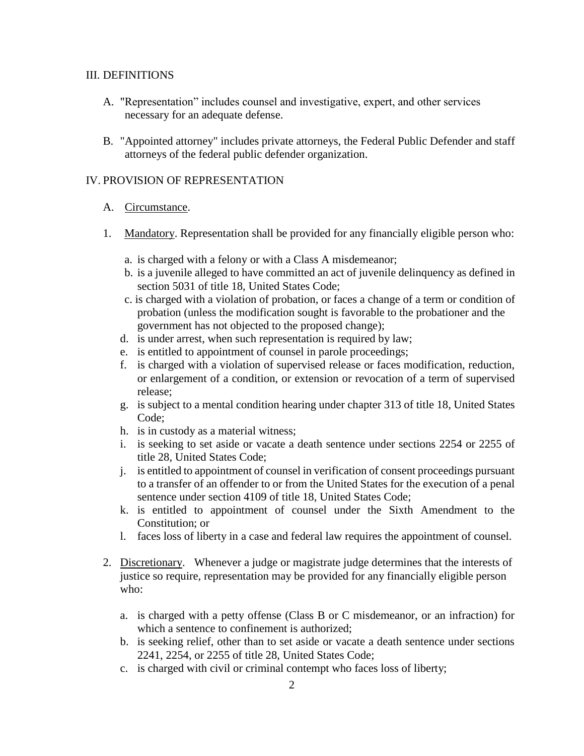## III. DEFINITIONS

A. "Representation" includes counsel and investigative, expert, and other services necessary for an adequate defense.

B. "Appointed attorney" includes private attorneys, the Federal Public Defender and staff attorneys of the federal public defender organization.

## IV. PROVISION OF REPRESENTATION

A. Circumstance.

1. Mandatory. Representation shall be provided for any financially eligible person who:

   a. is charged with a felony or with a Class A misdemeanor;
   b. is a juvenile alleged to have committed an act of juvenile delinquency as defined in section 5031 of title 18, United States Code;
   c. is charged with a violation of probation, or faces a change of a term or condition of probation (unless the modification sought is favorable to the probationer and the government has not objected to the proposed change);
   d. is under arrest, when such representation is required by law;
   e. is entitled to appointment of counsel in parole proceedings;
   f. is charged with a violation of supervised release or faces modification, reduction, or enlargement of a condition, or extension or revocation of a term of supervised release;
   g. is subject to a mental condition hearing under chapter 313 of title 18, United States Code;
   h. is in custody as a material witness;
   i. is seeking to set aside or vacate a death sentence under sections 2254 or 2255 of title 28, United States Code;
   j. is entitled to appointment of counsel in verification of consent proceedings pursuant to a transfer of an offender to or from the United States for the execution of a penal sentence under section 4109 of title 18, United States Code;
   k. is entitled to appointment of counsel under the Sixth Amendment to the Constitution; or
   l. faces loss of liberty in a case and federal law requires the appointment of counsel.

2. Discretionary. Whenever a judge or magistrate judge determines that the interests of justice so require, representation may be provided for any financially eligible person who:

   a. is charged with a petty offense (Class B or C misdemeanor, or an infraction) for which a sentence to confinement is authorized;
   b. is seeking relief, other than to set aside or vacate a death sentence under sections 2241, 2254, or 2255 of title 28, United States Code;
   c. is charged with civil or criminal contempt who faces loss of liberty;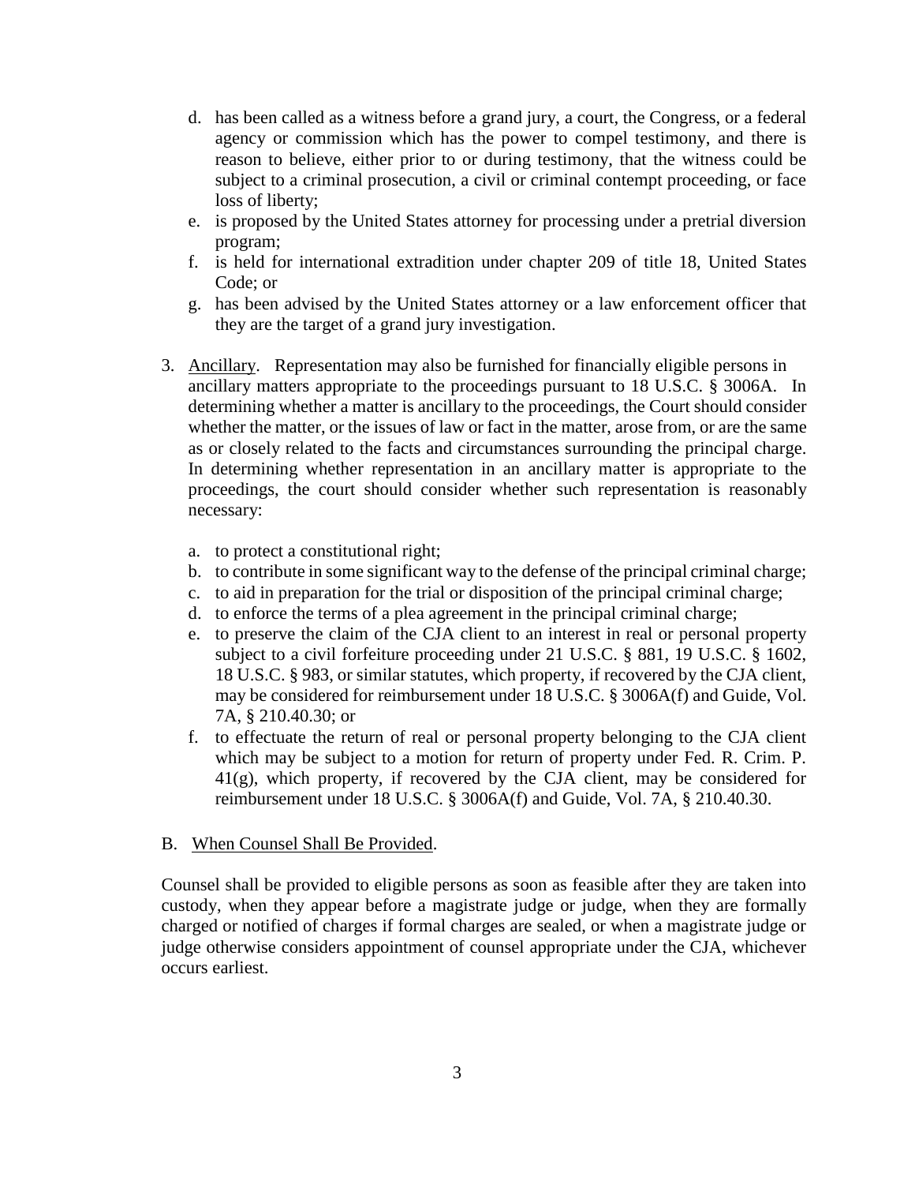d. has been called as a witness before a grand jury, a court, the Congress, or a federal agency or commission which has the power to compel testimony, and there is reason to believe, either prior to or during testimony, that the witness could be subject to a criminal prosecution, a civil or criminal contempt proceeding, or face loss of liberty;
e. is proposed by the United States attorney for processing under a pretrial diversion program;
f. is held for international extradition under chapter 209 of title 18, United States Code; or
g. has been advised by the United States attorney or a law enforcement officer that they are the target of a grand jury investigation.

3. Ancillary. Representation may also be furnished for financially eligible persons in ancillary matters appropriate to the proceedings pursuant to 18 U.S.C. § 3006A. In determining whether a matter is ancillary to the proceedings, the Court should consider whether the matter, or the issues of law or fact in the matter, arose from, or are the same as or closely related to the facts and circumstances surrounding the principal charge. In determining whether representation in an ancillary matter is appropriate to the proceedings, the court should consider whether such representation is reasonably necessary:

   a. to protect a constitutional right;
   b. to contribute in some significant way to the defense of the principal criminal charge;
   c. to aid in preparation for the trial or disposition of the principal criminal charge;
   d. to enforce the terms of a plea agreement in the principal criminal charge;
   e. to preserve the claim of the CJA client to an interest in real or personal property subject to a civil forfeiture proceeding under 21 U.S.C. § 881, 19 U.S.C. § 1602, 18 U.S.C. § 983, or similar statutes, which property, if recovered by the CJA client, may be considered for reimbursement under 18 U.S.C. § 3006A(f) and Guide, Vol. 7A, § 210.40.30; or
   f. to effectuate the return of real or personal property belonging to the CJA client which may be subject to a motion for return of property under Fed. R. Crim. P. 41(g), which property, if recovered by the CJA client, may be considered for reimbursement under 18 U.S.C. § 3006A(f) and Guide, Vol. 7A, § 210.40.30.

B. When Counsel Shall Be Provided.

Counsel shall be provided to eligible persons as soon as feasible after they are taken into custody, when they appear before a magistrate judge or judge, when they are formally charged or notified of charges if formal charges are sealed, or when a magistrate judge or judge otherwise considers appointment of counsel appropriate under the CJA, whichever occurs earliest.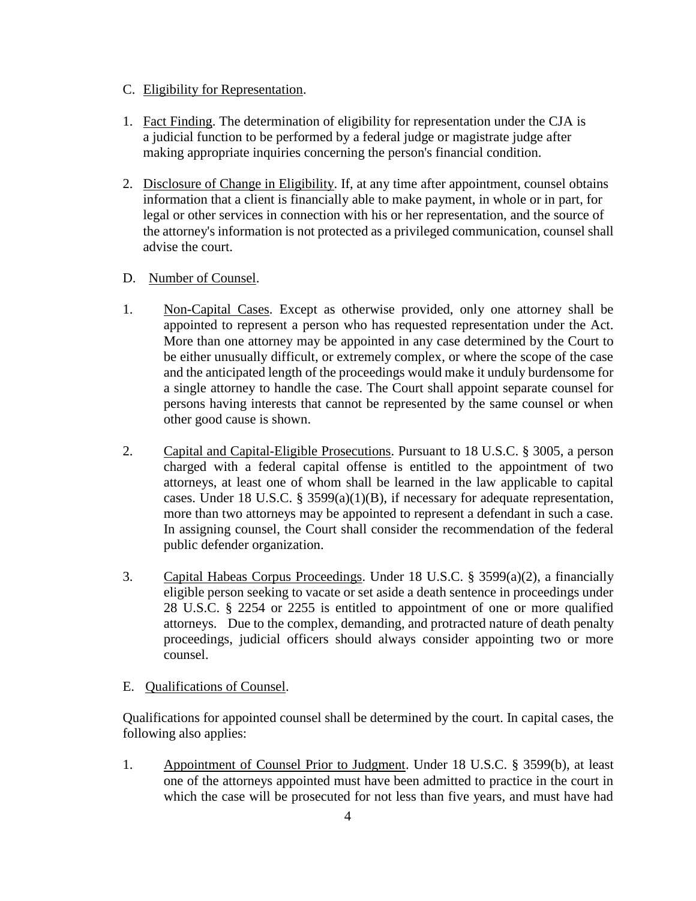C. Eligibility for Representation.

1. Fact Finding. The determination of eligibility for representation under the CJA is a judicial function to be performed by a federal judge or magistrate judge after making appropriate inquiries concerning the person's financial condition.

2. Disclosure of Change in Eligibility. If, at any time after appointment, counsel obtains information that a client is financially able to make payment, in whole or in part, for legal or other services in connection with his or her representation, and the source of the attorney's information is not protected as a privileged communication, counsel shall advise the court.

D. Number of Counsel.

1. Non-Capital Cases. Except as otherwise provided, only one attorney shall be appointed to represent a person who has requested representation under the Act. More than one attorney may be appointed in any case determined by the Court to be either unusually difficult, or extremely complex, or where the scope of the case and the anticipated length of the proceedings would make it unduly burdensome for a single attorney to handle the case. The Court shall appoint separate counsel for persons having interests that cannot be represented by the same counsel or when other good cause is shown.

2. Capital and Capital-Eligible Prosecutions. Pursuant to 18 U.S.C. § 3005, a person charged with a federal capital offense is entitled to the appointment of two attorneys, at least one of whom shall be learned in the law applicable to capital cases. Under 18 U.S.C. § 3599(a)(1)(B), if necessary for adequate representation, more than two attorneys may be appointed to represent a defendant in such a case. In assigning counsel, the Court shall consider the recommendation of the federal public defender organization.

3. Capital Habeas Corpus Proceedings. Under 18 U.S.C. § 3599(a)(2), a financially eligible person seeking to vacate or set aside a death sentence in proceedings under 28 U.S.C. § 2254 or 2255 is entitled to appointment of one or more qualified attorneys. Due to the complex, demanding, and protracted nature of death penalty proceedings, judicial officers should always consider appointing two or more counsel.

E. Qualifications of Counsel.

Qualifications for appointed counsel shall be determined by the court. In capital cases, the following also applies:

1. Appointment of Counsel Prior to Judgment. Under 18 U.S.C. § 3599(b), at least one of the attorneys appointed must have been admitted to practice in the court in which the case will be prosecuted for not less than five years, and must have had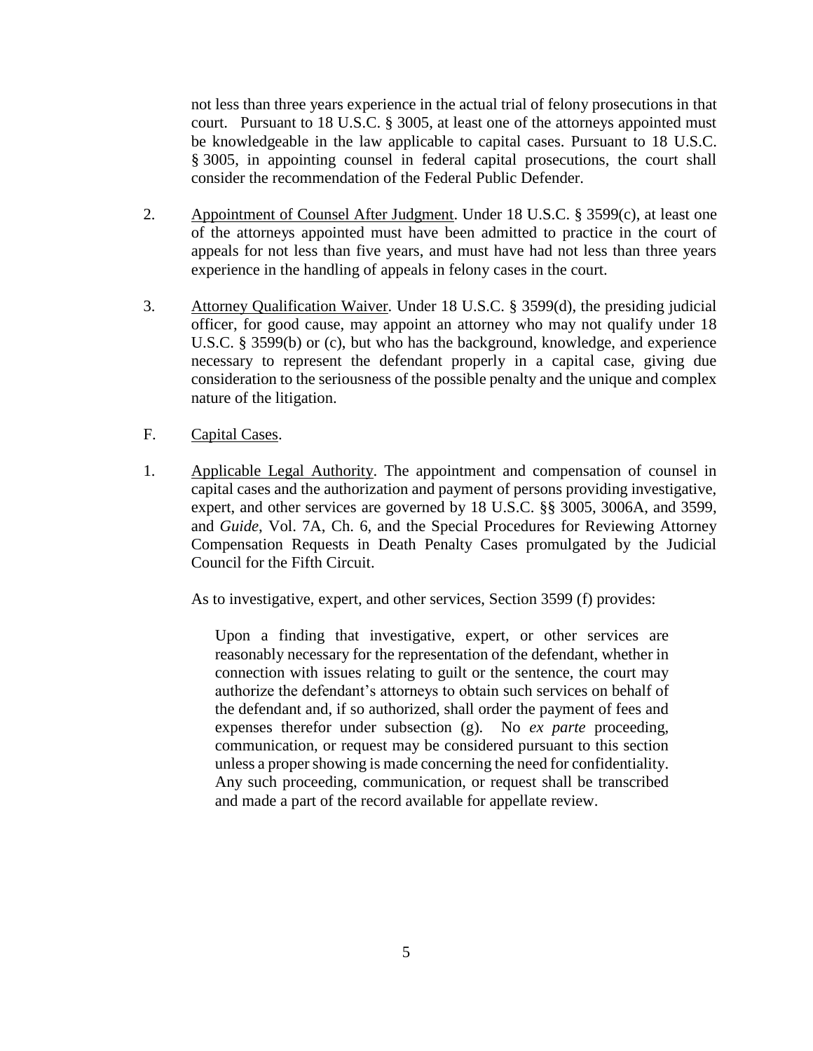not less than three years experience in the actual trial of felony prosecutions in that court. Pursuant to 18 U.S.C. § 3005, at least one of the attorneys appointed must be knowledgeable in the law applicable to capital cases. Pursuant to 18 U.S.C. § 3005, in appointing counsel in federal capital prosecutions, the court shall consider the recommendation of the Federal Public Defender.

2. Appointment of Counsel After Judgment. Under 18 U.S.C. § 3599(c), at least one of the attorneys appointed must have been admitted to practice in the court of appeals for not less than five years, and must have had not less than three years experience in the handling of appeals in felony cases in the court.

3. Attorney Qualification Waiver. Under 18 U.S.C. § 3599(d), the presiding judicial officer, for good cause, may appoint an attorney who may not qualify under 18 U.S.C. § 3599(b) or (c), but who has the background, knowledge, and experience necessary to represent the defendant properly in a capital case, giving due consideration to the seriousness of the possible penalty and the unique and complex nature of the litigation.

F. Capital Cases.

1. Applicable Legal Authority. The appointment and compensation of counsel in capital cases and the authorization and payment of persons providing investigative, expert, and other services are governed by 18 U.S.C. §§ 3005, 3006A, and 3599, and *Guide*, Vol. 7A, Ch. 6, and the Special Procedures for Reviewing Attorney Compensation Requests in Death Penalty Cases promulgated by the Judicial Council for the Fifth Circuit.

As to investigative, expert, and other services, Section 3599 (f) provides:

> Upon a finding that investigative, expert, or other services are reasonably necessary for the representation of the defendant, whether in connection with issues relating to guilt or the sentence, the court may authorize the defendant's attorneys to obtain such services on behalf of the defendant and, if so authorized, shall order the payment of fees and expenses therefor under subsection (g). No *ex parte* proceeding, communication, or request may be considered pursuant to this section unless a proper showing is made concerning the need for confidentiality. Any such proceeding, communication, or request shall be transcribed and made a part of the record available for appellate review.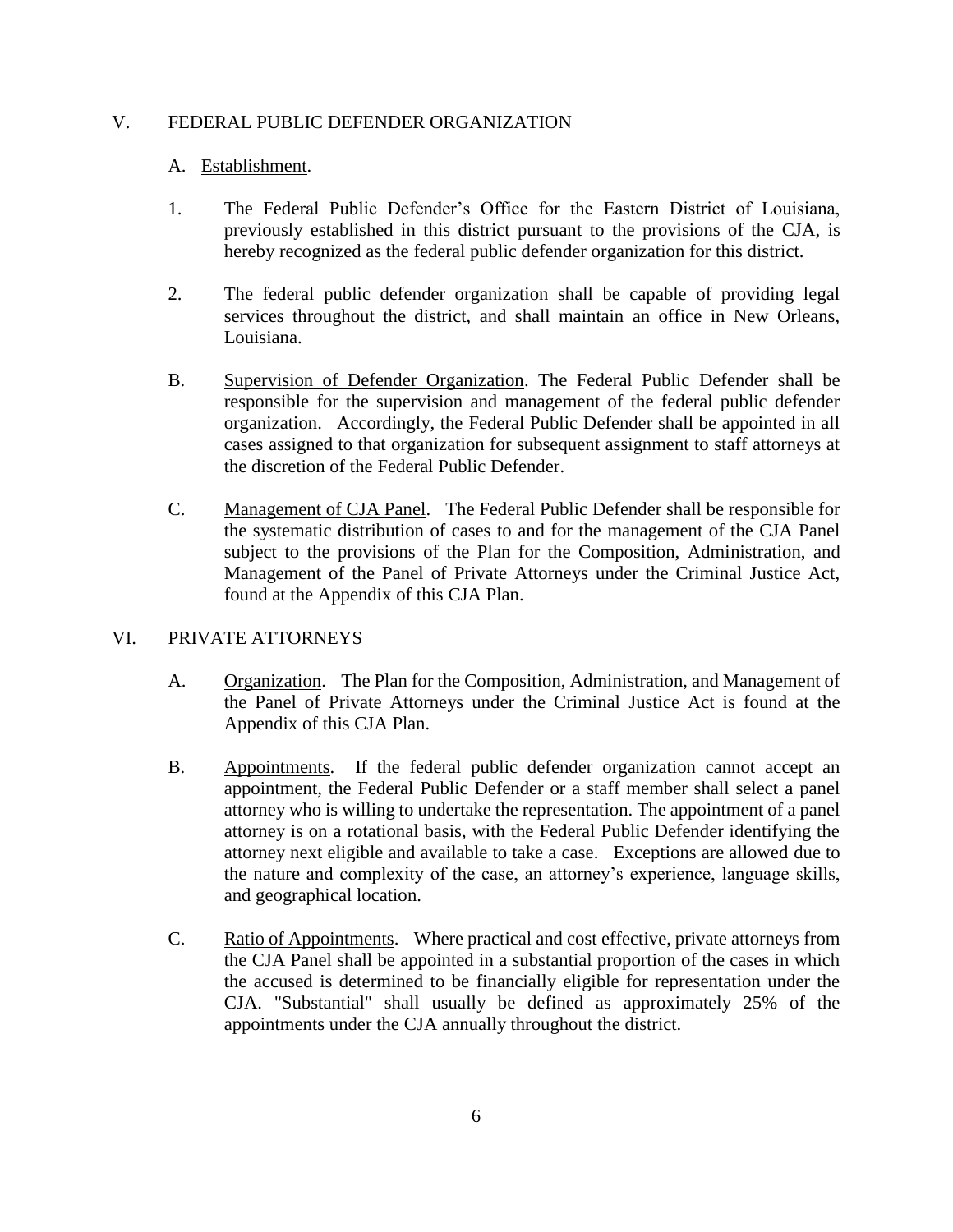## V. FEDERAL PUBLIC DEFENDER ORGANIZATION

A. Establishment.

1. The Federal Public Defender's Office for the Eastern District of Louisiana, previously established in this district pursuant to the provisions of the CJA, is hereby recognized as the federal public defender organization for this district.

2. The federal public defender organization shall be capable of providing legal services throughout the district, and shall maintain an office in New Orleans, Louisiana.

B. Supervision of Defender Organization. The Federal Public Defender shall be responsible for the supervision and management of the federal public defender organization. Accordingly, the Federal Public Defender shall be appointed in all cases assigned to that organization for subsequent assignment to staff attorneys at the discretion of the Federal Public Defender.

C. Management of CJA Panel. The Federal Public Defender shall be responsible for the systematic distribution of cases to and for the management of the CJA Panel subject to the provisions of the Plan for the Composition, Administration, and Management of the Panel of Private Attorneys under the Criminal Justice Act, found at the Appendix of this CJA Plan.

## VI. PRIVATE ATTORNEYS

A. Organization. The Plan for the Composition, Administration, and Management of the Panel of Private Attorneys under the Criminal Justice Act is found at the Appendix of this CJA Plan.

B. Appointments. If the federal public defender organization cannot accept an appointment, the Federal Public Defender or a staff member shall select a panel attorney who is willing to undertake the representation. The appointment of a panel attorney is on a rotational basis, with the Federal Public Defender identifying the attorney next eligible and available to take a case. Exceptions are allowed due to the nature and complexity of the case, an attorney's experience, language skills, and geographical location.

C. Ratio of Appointments. Where practical and cost effective, private attorneys from the CJA Panel shall be appointed in a substantial proportion of the cases in which the accused is determined to be financially eligible for representation under the CJA. "Substantial" shall usually be defined as approximately 25% of the appointments under the CJA annually throughout the district.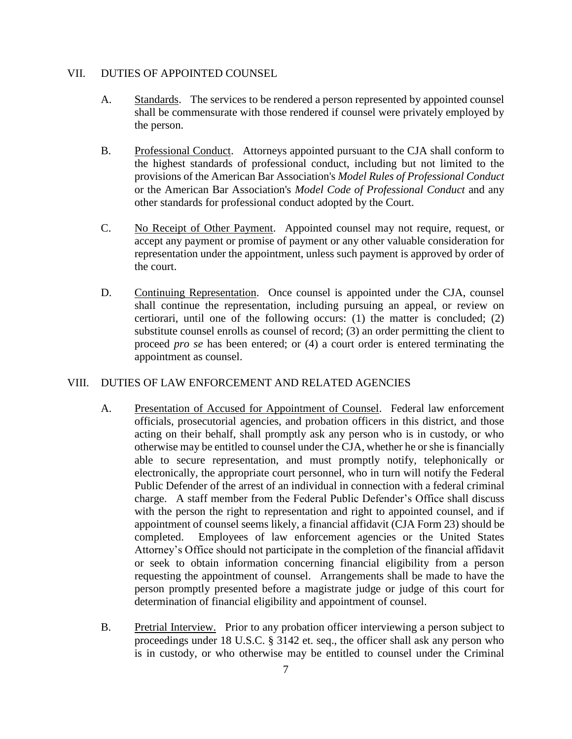## VII. DUTIES OF APPOINTED COUNSEL

A. Standards. The services to be rendered a person represented by appointed counsel shall be commensurate with those rendered if counsel were privately employed by the person.

B. Professional Conduct. Attorneys appointed pursuant to the CJA shall conform to the highest standards of professional conduct, including but not limited to the provisions of the American Bar Association's *Model Rules of Professional Conduct* or the American Bar Association's *Model Code of Professional Conduct* and any other standards for professional conduct adopted by the Court.

C. No Receipt of Other Payment. Appointed counsel may not require, request, or accept any payment or promise of payment or any other valuable consideration for representation under the appointment, unless such payment is approved by order of the court.

D. Continuing Representation. Once counsel is appointed under the CJA, counsel shall continue the representation, including pursuing an appeal, or review on certiorari, until one of the following occurs: (1) the matter is concluded; (2) substitute counsel enrolls as counsel of record; (3) an order permitting the client to proceed *pro se* has been entered; or (4) a court order is entered terminating the appointment as counsel.

## VIII. DUTIES OF LAW ENFORCEMENT AND RELATED AGENCIES

A. Presentation of Accused for Appointment of Counsel. Federal law enforcement officials, prosecutorial agencies, and probation officers in this district, and those acting on their behalf, shall promptly ask any person who is in custody, or who otherwise may be entitled to counsel under the CJA, whether he or she is financially able to secure representation, and must promptly notify, telephonically or electronically, the appropriate court personnel, who in turn will notify the Federal Public Defender of the arrest of an individual in connection with a federal criminal charge. A staff member from the Federal Public Defender's Office shall discuss with the person the right to representation and right to appointed counsel, and if appointment of counsel seems likely, a financial affidavit (CJA Form 23) should be completed. Employees of law enforcement agencies or the United States Attorney's Office should not participate in the completion of the financial affidavit or seek to obtain information concerning financial eligibility from a person requesting the appointment of counsel. Arrangements shall be made to have the person promptly presented before a magistrate judge or judge of this court for determination of financial eligibility and appointment of counsel.

B. Pretrial Interview. Prior to any probation officer interviewing a person subject to proceedings under 18 U.S.C. § 3142 et. seq., the officer shall ask any person who is in custody, or who otherwise may be entitled to counsel under the Criminal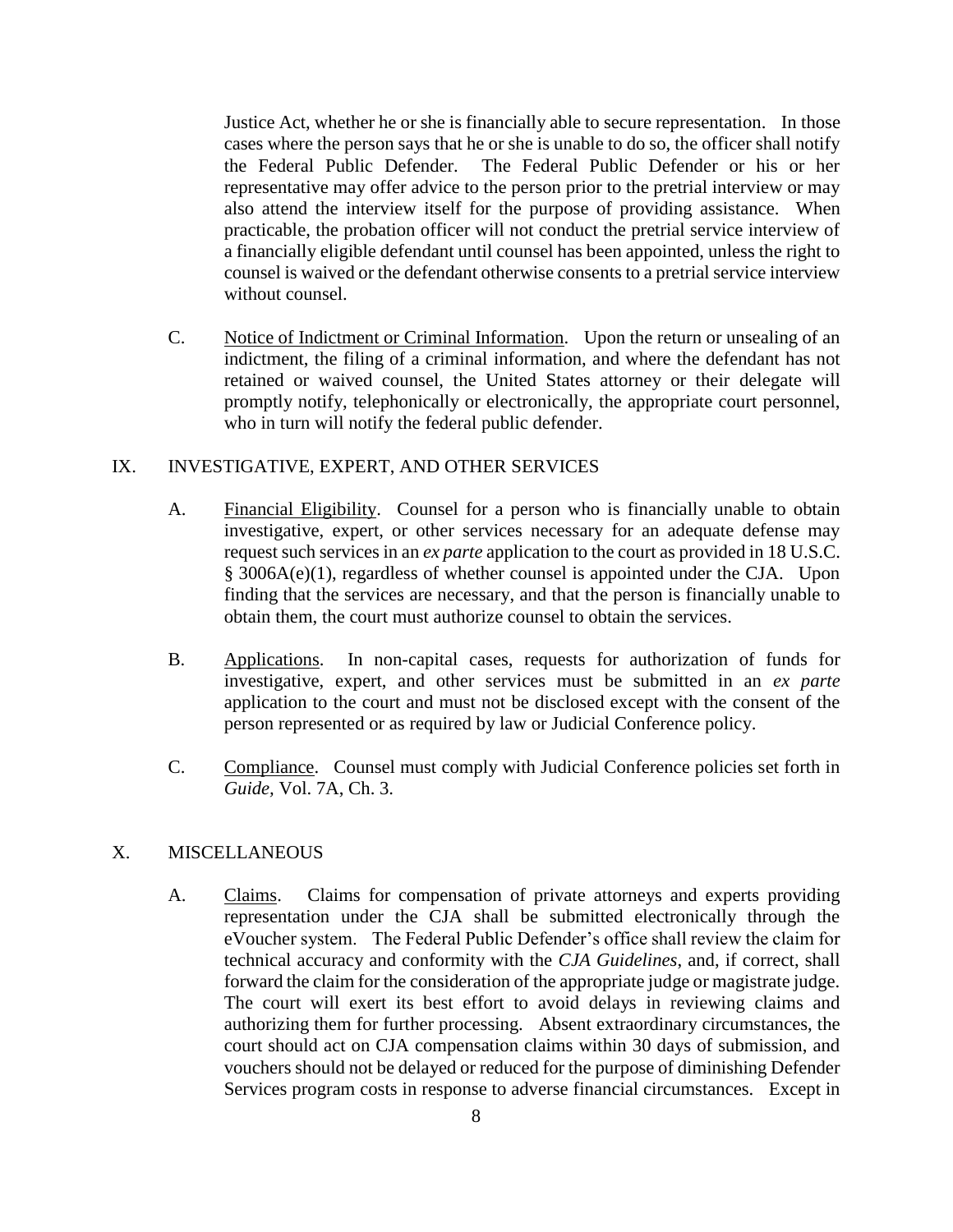Justice Act, whether he or she is financially able to secure representation. In those cases where the person says that he or she is unable to do so, the officer shall notify the Federal Public Defender. The Federal Public Defender or his or her representative may offer advice to the person prior to the pretrial interview or may also attend the interview itself for the purpose of providing assistance. When practicable, the probation officer will not conduct the pretrial service interview of a financially eligible defendant until counsel has been appointed, unless the right to counsel is waived or the defendant otherwise consents to a pretrial service interview without counsel.

C. Notice of Indictment or Criminal Information. Upon the return or unsealing of an indictment, the filing of a criminal information, and where the defendant has not retained or waived counsel, the United States attorney or their delegate will promptly notify, telephonically or electronically, the appropriate court personnel, who in turn will notify the federal public defender.

## IX. INVESTIGATIVE, EXPERT, AND OTHER SERVICES

A. Financial Eligibility. Counsel for a person who is financially unable to obtain investigative, expert, or other services necessary for an adequate defense may request such services in an *ex parte* application to the court as provided in 18 U.S.C. § 3006A(e)(1), regardless of whether counsel is appointed under the CJA. Upon finding that the services are necessary, and that the person is financially unable to obtain them, the court must authorize counsel to obtain the services.

B. Applications. In non-capital cases, requests for authorization of funds for investigative, expert, and other services must be submitted in an *ex parte* application to the court and must not be disclosed except with the consent of the person represented or as required by law or Judicial Conference policy.

C. Compliance. Counsel must comply with Judicial Conference policies set forth in *Guide*, Vol. 7A, Ch. 3.

## X. MISCELLANEOUS

A. Claims. Claims for compensation of private attorneys and experts providing representation under the CJA shall be submitted electronically through the eVoucher system. The Federal Public Defender's office shall review the claim for technical accuracy and conformity with the *CJA Guidelines*, and, if correct, shall forward the claim for the consideration of the appropriate judge or magistrate judge. The court will exert its best effort to avoid delays in reviewing claims and authorizing them for further processing. Absent extraordinary circumstances, the court should act on CJA compensation claims within 30 days of submission, and vouchers should not be delayed or reduced for the purpose of diminishing Defender Services program costs in response to adverse financial circumstances. Except in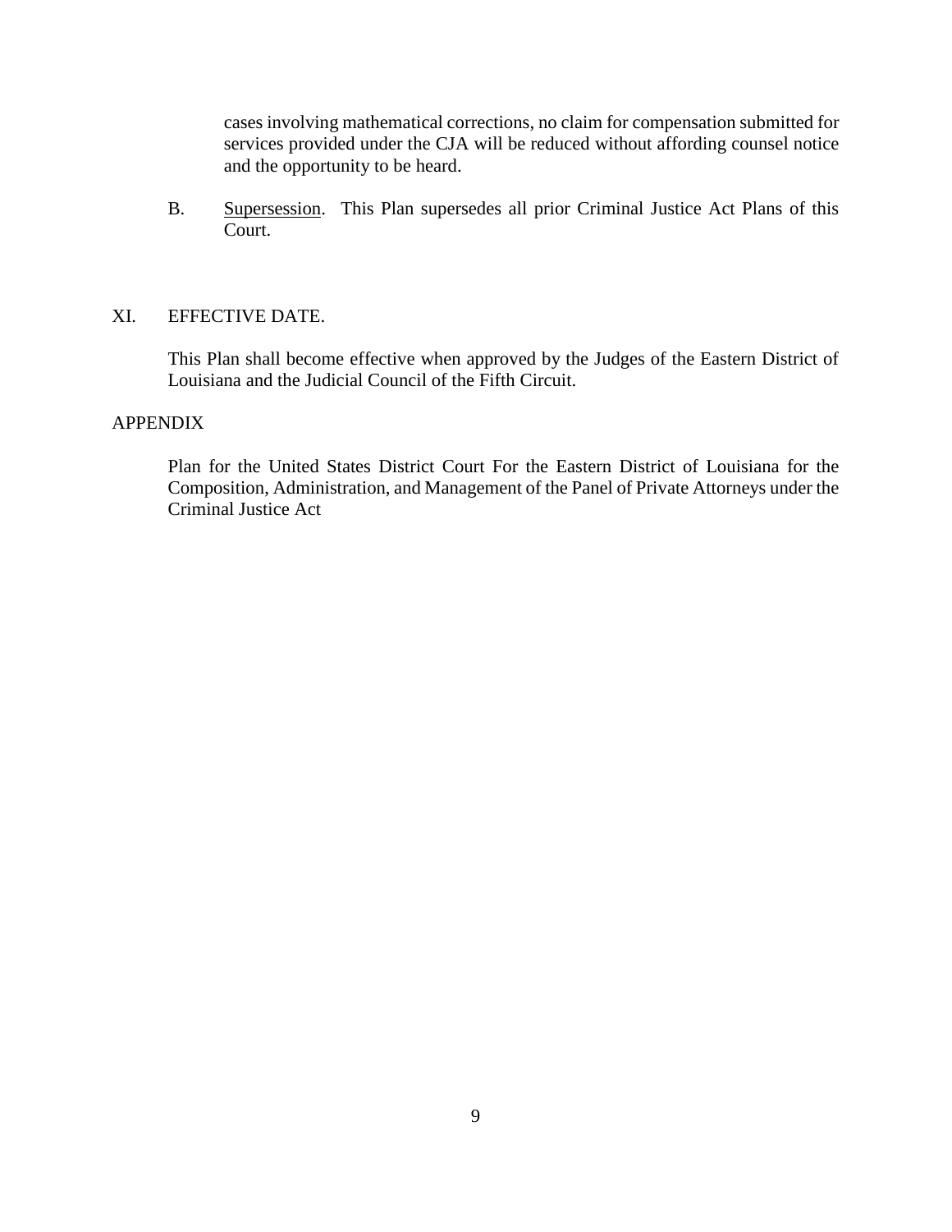cases involving mathematical corrections, no claim for compensation submitted for services provided under the CJA will be reduced without affording counsel notice and the opportunity to be heard.

B. Supersession. This Plan supersedes all prior Criminal Justice Act Plans of this Court.

## XI. EFFECTIVE DATE.

This Plan shall become effective when approved by the Judges of the Eastern District of Louisiana and the Judicial Council of the Fifth Circuit.

## APPENDIX

Plan for the United States District Court For the Eastern District of Louisiana for the Composition, Administration, and Management of the Panel of Private Attorneys under the Criminal Justice Act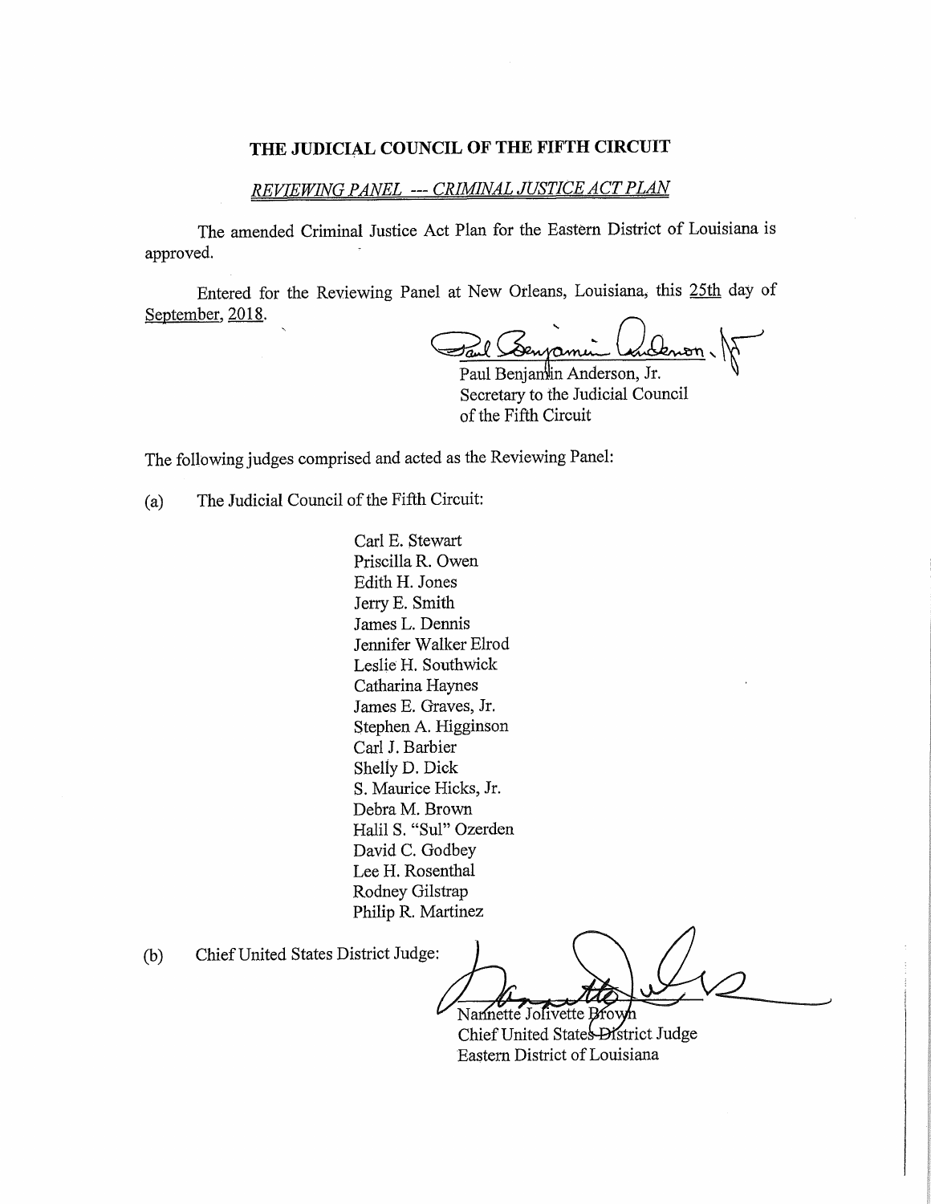**THE JUDICIAL COUNCIL OF THE FIFTH CIRCUIT**

*REVIEWING PANEL --- CRIMINAL JUSTICE ACT PLAN*

The amended Criminal Justice Act Plan for the Eastern District of Louisiana is approved.

Entered for the Reviewing Panel at New Orleans, Louisiana, this 25th day of September, 2018.

Paul Benjamin Anderson, Jr.
Secretary to the Judicial Council
of the Fifth Circuit

The following judges comprised and acted as the Reviewing Panel:

(a) The Judicial Council of the Fifth Circuit:

Carl E. Stewart
Priscilla R. Owen
Edith H. Jones
Jerry E. Smith
James L. Dennis
Jennifer Walker Elrod
Leslie H. Southwick
Catharina Haynes
James E. Graves, Jr.
Stephen A. Higginson
Carl J. Barbier
Shelly D. Dick
S. Maurice Hicks, Jr.
Debra M. Brown
Halil S. "Sul" Ozerden
David C. Godbey
Lee H. Rosenthal
Rodney Gilstrap
Philip R. Martinez

(b) Chief United States District Judge:

Nannette Jolivette Brown
Chief United States District Judge
Eastern District of Louisiana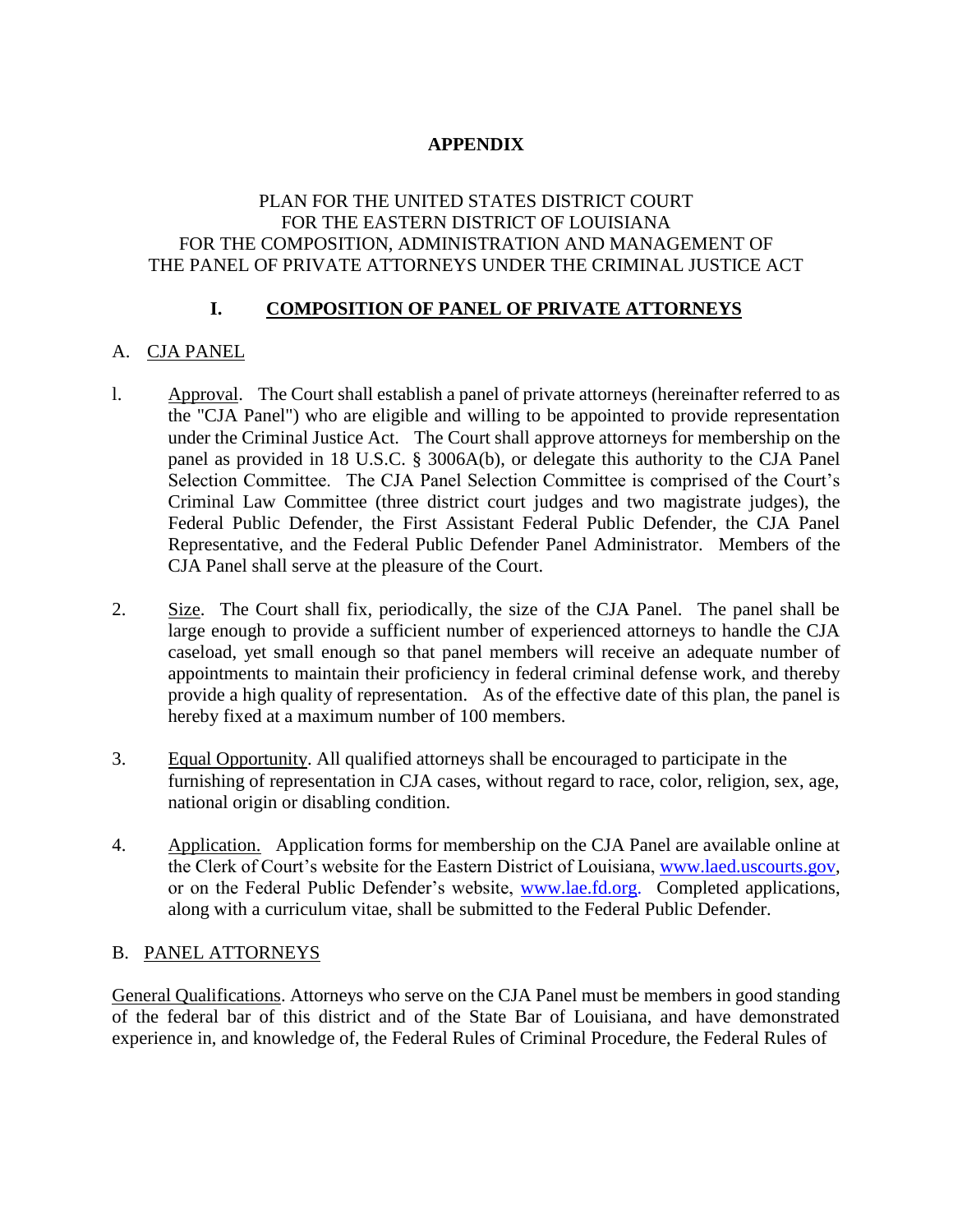**APPENDIX**

PLAN FOR THE UNITED STATES DISTRICT COURT
FOR THE EASTERN DISTRICT OF LOUISIANA
FOR THE COMPOSITION, ADMINISTRATION AND MANAGEMENT OF
THE PANEL OF PRIVATE ATTORNEYS UNDER THE CRIMINAL JUSTICE ACT

## I. COMPOSITION OF PANEL OF PRIVATE ATTORNEYS

### A. CJA PANEL

l. Approval. The Court shall establish a panel of private attorneys (hereinafter referred to as the "CJA Panel") who are eligible and willing to be appointed to provide representation under the Criminal Justice Act. The Court shall approve attorneys for membership on the panel as provided in 18 U.S.C. § 3006A(b), or delegate this authority to the CJA Panel Selection Committee. The CJA Panel Selection Committee is comprised of the Court's Criminal Law Committee (three district court judges and two magistrate judges), the Federal Public Defender, the First Assistant Federal Public Defender, the CJA Panel Representative, and the Federal Public Defender Panel Administrator. Members of the CJA Panel shall serve at the pleasure of the Court.

2. Size. The Court shall fix, periodically, the size of the CJA Panel. The panel shall be large enough to provide a sufficient number of experienced attorneys to handle the CJA caseload, yet small enough so that panel members will receive an adequate number of appointments to maintain their proficiency in federal criminal defense work, and thereby provide a high quality of representation. As of the effective date of this plan, the panel is hereby fixed at a maximum number of 100 members.

3. Equal Opportunity. All qualified attorneys shall be encouraged to participate in the furnishing of representation in CJA cases, without regard to race, color, religion, sex, age, national origin or disabling condition.

4. Application. Application forms for membership on the CJA Panel are available online at the Clerk of Court's website for the Eastern District of Louisiana, www.laed.uscourts.gov, or on the Federal Public Defender's website, www.lae.fd.org. Completed applications, along with a curriculum vitae, shall be submitted to the Federal Public Defender.

### B. PANEL ATTORNEYS

General Qualifications. Attorneys who serve on the CJA Panel must be members in good standing of the federal bar of this district and of the State Bar of Louisiana, and have demonstrated experience in, and knowledge of, the Federal Rules of Criminal Procedure, the Federal Rules of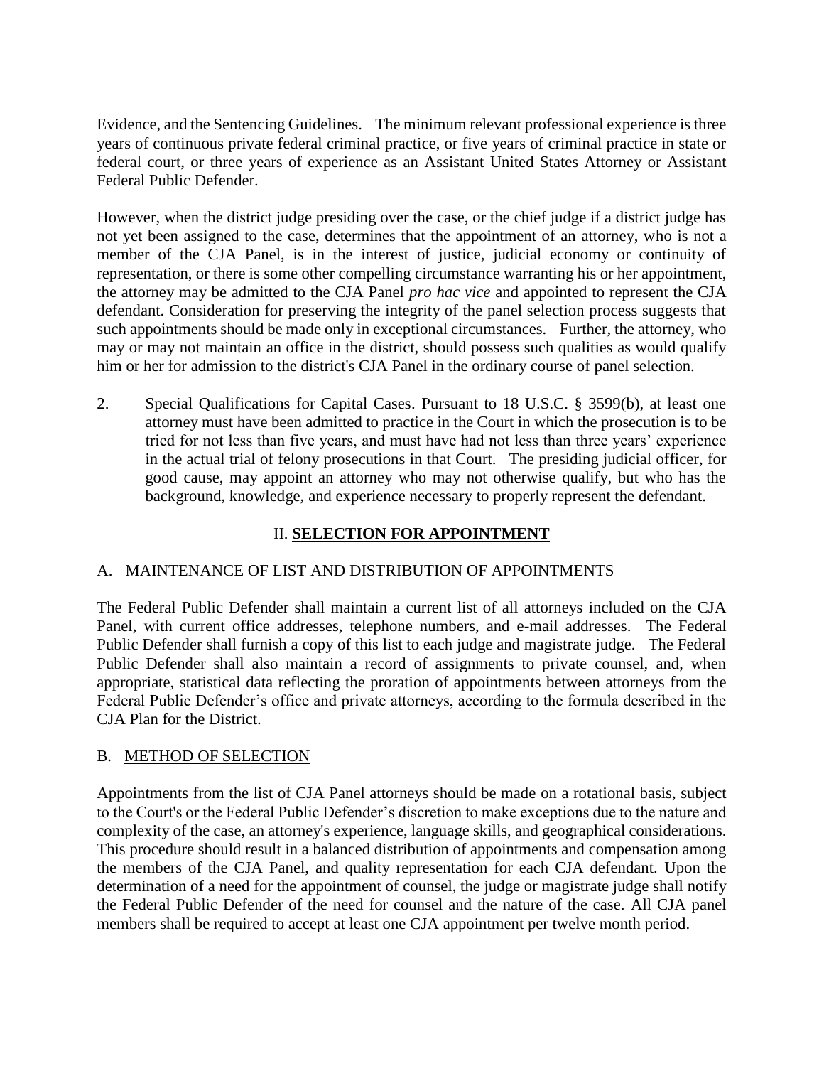Evidence, and the Sentencing Guidelines. The minimum relevant professional experience is three years of continuous private federal criminal practice, or five years of criminal practice in state or federal court, or three years of experience as an Assistant United States Attorney or Assistant Federal Public Defender.

However, when the district judge presiding over the case, or the chief judge if a district judge has not yet been assigned to the case, determines that the appointment of an attorney, who is not a member of the CJA Panel, is in the interest of justice, judicial economy or continuity of representation, or there is some other compelling circumstance warranting his or her appointment, the attorney may be admitted to the CJA Panel *pro hac vice* and appointed to represent the CJA defendant. Consideration for preserving the integrity of the panel selection process suggests that such appointments should be made only in exceptional circumstances. Further, the attorney, who may or may not maintain an office in the district, should possess such qualities as would qualify him or her for admission to the district's CJA Panel in the ordinary course of panel selection.

2. Special Qualifications for Capital Cases. Pursuant to 18 U.S.C. § 3599(b), at least one attorney must have been admitted to practice in the Court in which the prosecution is to be tried for not less than five years, and must have had not less than three years' experience in the actual trial of felony prosecutions in that Court. The presiding judicial officer, for good cause, may appoint an attorney who may not otherwise qualify, but who has the background, knowledge, and experience necessary to properly represent the defendant.

## II. SELECTION FOR APPOINTMENT

### A. MAINTENANCE OF LIST AND DISTRIBUTION OF APPOINTMENTS

The Federal Public Defender shall maintain a current list of all attorneys included on the CJA Panel, with current office addresses, telephone numbers, and e-mail addresses. The Federal Public Defender shall furnish a copy of this list to each judge and magistrate judge. The Federal Public Defender shall also maintain a record of assignments to private counsel, and, when appropriate, statistical data reflecting the proration of appointments between attorneys from the Federal Public Defender's office and private attorneys, according to the formula described in the CJA Plan for the District.

### B. METHOD OF SELECTION

Appointments from the list of CJA Panel attorneys should be made on a rotational basis, subject to the Court's or the Federal Public Defender's discretion to make exceptions due to the nature and complexity of the case, an attorney's experience, language skills, and geographical considerations. This procedure should result in a balanced distribution of appointments and compensation among the members of the CJA Panel, and quality representation for each CJA defendant. Upon the determination of a need for the appointment of counsel, the judge or magistrate judge shall notify the Federal Public Defender of the need for counsel and the nature of the case. All CJA panel members shall be required to accept at least one CJA appointment per twelve month period.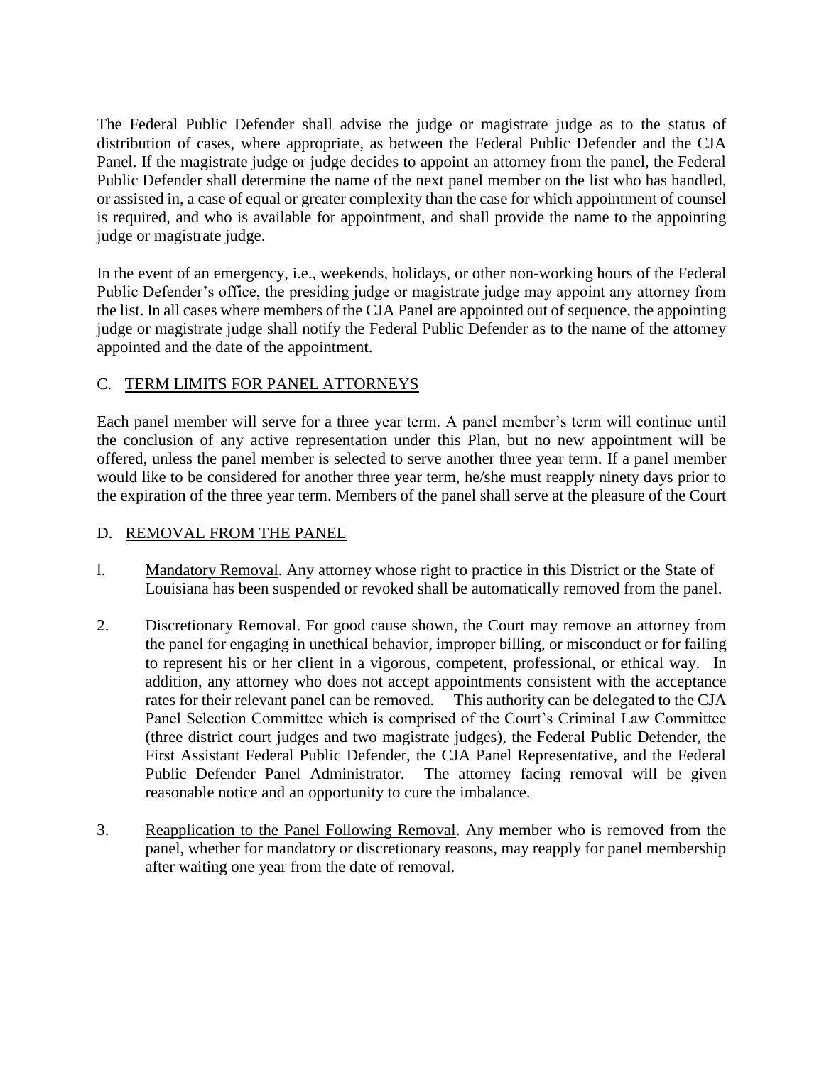The Federal Public Defender shall advise the judge or magistrate judge as to the status of distribution of cases, where appropriate, as between the Federal Public Defender and the CJA Panel. If the magistrate judge or judge decides to appoint an attorney from the panel, the Federal Public Defender shall determine the name of the next panel member on the list who has handled, or assisted in, a case of equal or greater complexity than the case for which appointment of counsel is required, and who is available for appointment, and shall provide the name to the appointing judge or magistrate judge.

In the event of an emergency, i.e., weekends, holidays, or other non-working hours of the Federal Public Defender's office, the presiding judge or magistrate judge may appoint any attorney from the list. In all cases where members of the CJA Panel are appointed out of sequence, the appointing judge or magistrate judge shall notify the Federal Public Defender as to the name of the attorney appointed and the date of the appointment.

## C. TERM LIMITS FOR PANEL ATTORNEYS

Each panel member will serve for a three year term. A panel member's term will continue until the conclusion of any active representation under this Plan, but no new appointment will be offered, unless the panel member is selected to serve another three year term. If a panel member would like to be considered for another three year term, he/she must reapply ninety days prior to the expiration of the three year term. Members of the panel shall serve at the pleasure of the Court

## D. REMOVAL FROM THE PANEL

l. Mandatory Removal. Any attorney whose right to practice in this District or the State of Louisiana has been suspended or revoked shall be automatically removed from the panel.

2. Discretionary Removal. For good cause shown, the Court may remove an attorney from the panel for engaging in unethical behavior, improper billing, or misconduct or for failing to represent his or her client in a vigorous, competent, professional, or ethical way. In addition, any attorney who does not accept appointments consistent with the acceptance rates for their relevant panel can be removed. This authority can be delegated to the CJA Panel Selection Committee which is comprised of the Court's Criminal Law Committee (three district court judges and two magistrate judges), the Federal Public Defender, the First Assistant Federal Public Defender, the CJA Panel Representative, and the Federal Public Defender Panel Administrator. The attorney facing removal will be given reasonable notice and an opportunity to cure the imbalance.

3. Reapplication to the Panel Following Removal. Any member who is removed from the panel, whether for mandatory or discretionary reasons, may reapply for panel membership after waiting one year from the date of removal.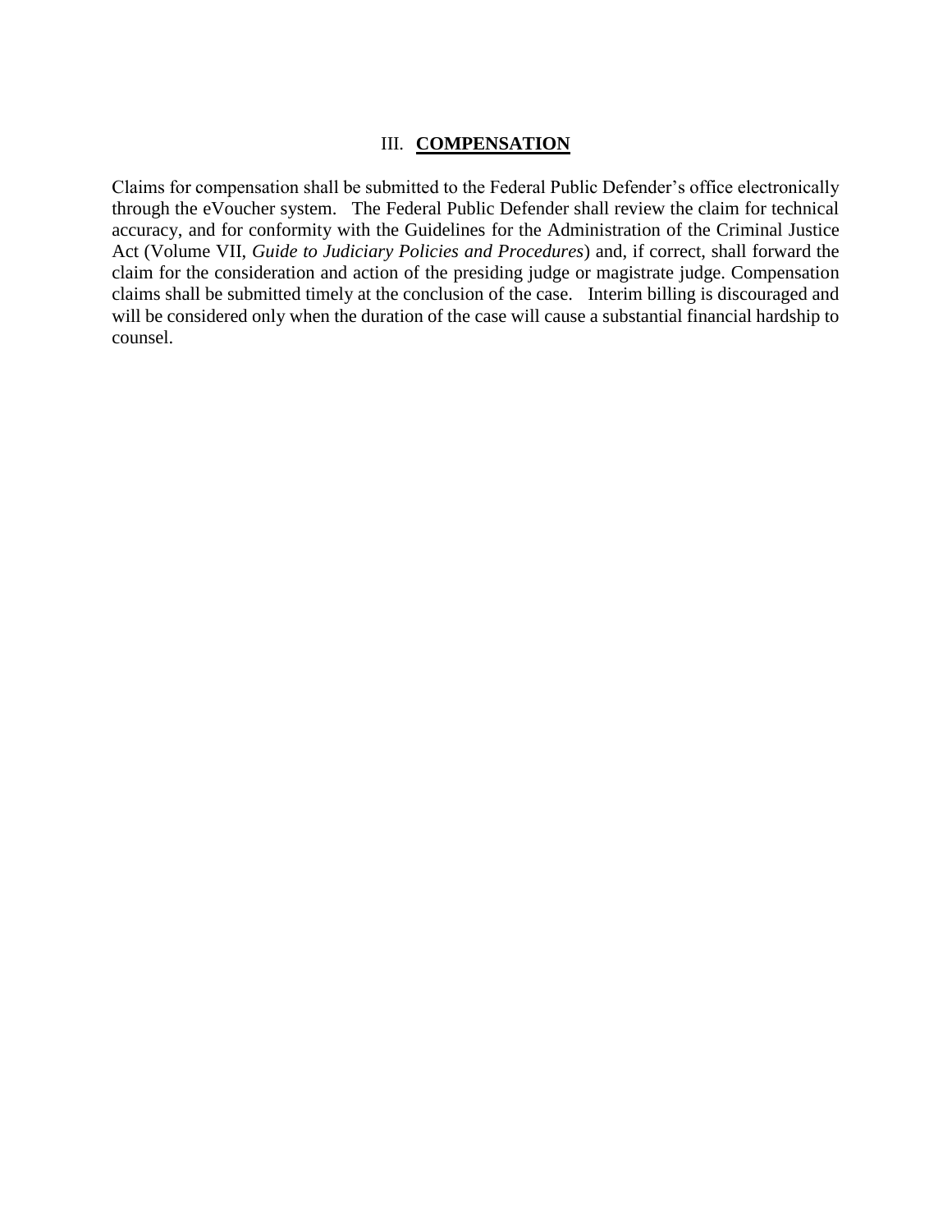## III. **COMPENSATION**

Claims for compensation shall be submitted to the Federal Public Defender's office electronically through the eVoucher system. The Federal Public Defender shall review the claim for technical accuracy, and for conformity with the Guidelines for the Administration of the Criminal Justice Act (Volume VII, *Guide to Judiciary Policies and Procedures*) and, if correct, shall forward the claim for the consideration and action of the presiding judge or magistrate judge. Compensation claims shall be submitted timely at the conclusion of the case. Interim billing is discouraged and will be considered only when the duration of the case will cause a substantial financial hardship to counsel.